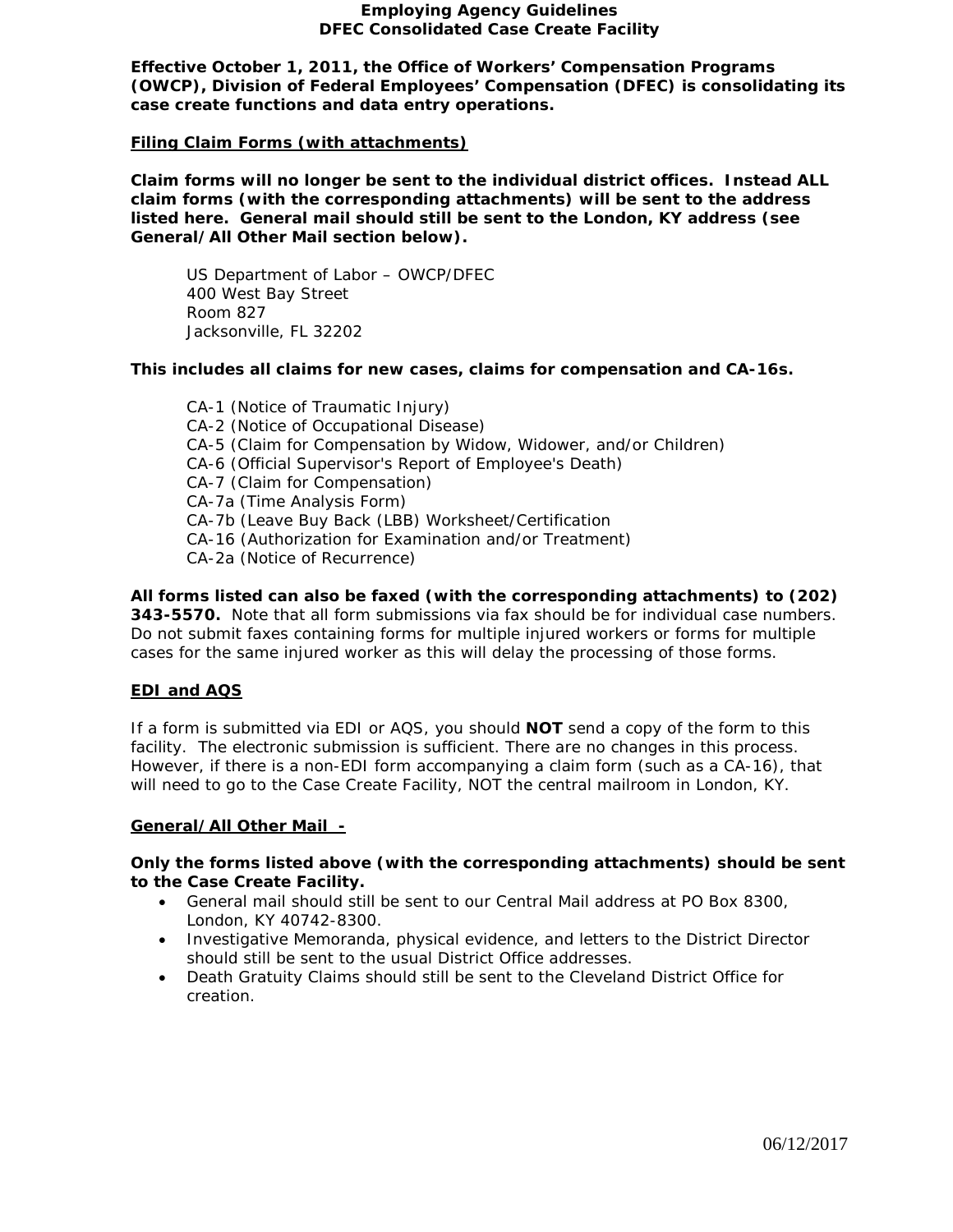# Employing Agency Guidelines
# DFEC Consolidated Case Create Facility

**Effective October 1, 2011, the Office of Workers' Compensation Programs (OWCP), Division of Federal Employees' Compensation (DFEC) is consolidating its case create functions and data entry operations.**

## Filing Claim Forms (with attachments)

**Claim forms will no longer be sent to the individual district offices. Instead ALL claim forms (with the corresponding attachments) will be sent to the address listed here. General mail should still be sent to the London, KY address (see General/All Other Mail section below).**

US Department of Labor – OWCP/DFEC
400 West Bay Street
Room 827
Jacksonville, FL 32202

**This includes all claims for new cases, claims for compensation and CA-16s.**

CA-1 (Notice of Traumatic Injury)
CA-2 (Notice of Occupational Disease)
CA-5 (Claim for Compensation by Widow, Widower, and/or Children)
CA-6 (Official Supervisor's Report of Employee's Death)
CA-7 (Claim for Compensation)
CA-7a (Time Analysis Form)
CA-7b (Leave Buy Back (LBB) Worksheet/Certification
CA-16 (Authorization for Examination and/or Treatment)
CA-2a (Notice of Recurrence)

**All forms listed can also be faxed (with the corresponding attachments) to (202) 343-5570.** Note that all form submissions via fax should be for individual case numbers. Do not submit faxes containing forms for multiple injured workers or forms for multiple cases for the same injured worker as this will delay the processing of those forms.

## EDI and AQS

If a form is submitted via EDI or AQS, you should **NOT** send a copy of the form to this facility. The electronic submission is sufficient. There are no changes in this process. However, if there is a non-EDI form accompanying a claim form (such as a CA-16), that will need to go to the Case Create Facility, NOT the central mailroom in London, KY.

## General/All Other Mail -

**Only the forms listed above (with the corresponding attachments) should be sent to the Case Create Facility.**

- General mail should still be sent to our Central Mail address at PO Box 8300, London, KY 40742-8300.
- Investigative Memoranda, physical evidence, and letters to the District Director should still be sent to the usual District Office addresses.
- Death Gratuity Claims should still be sent to the Cleveland District Office for creation.

06/12/2017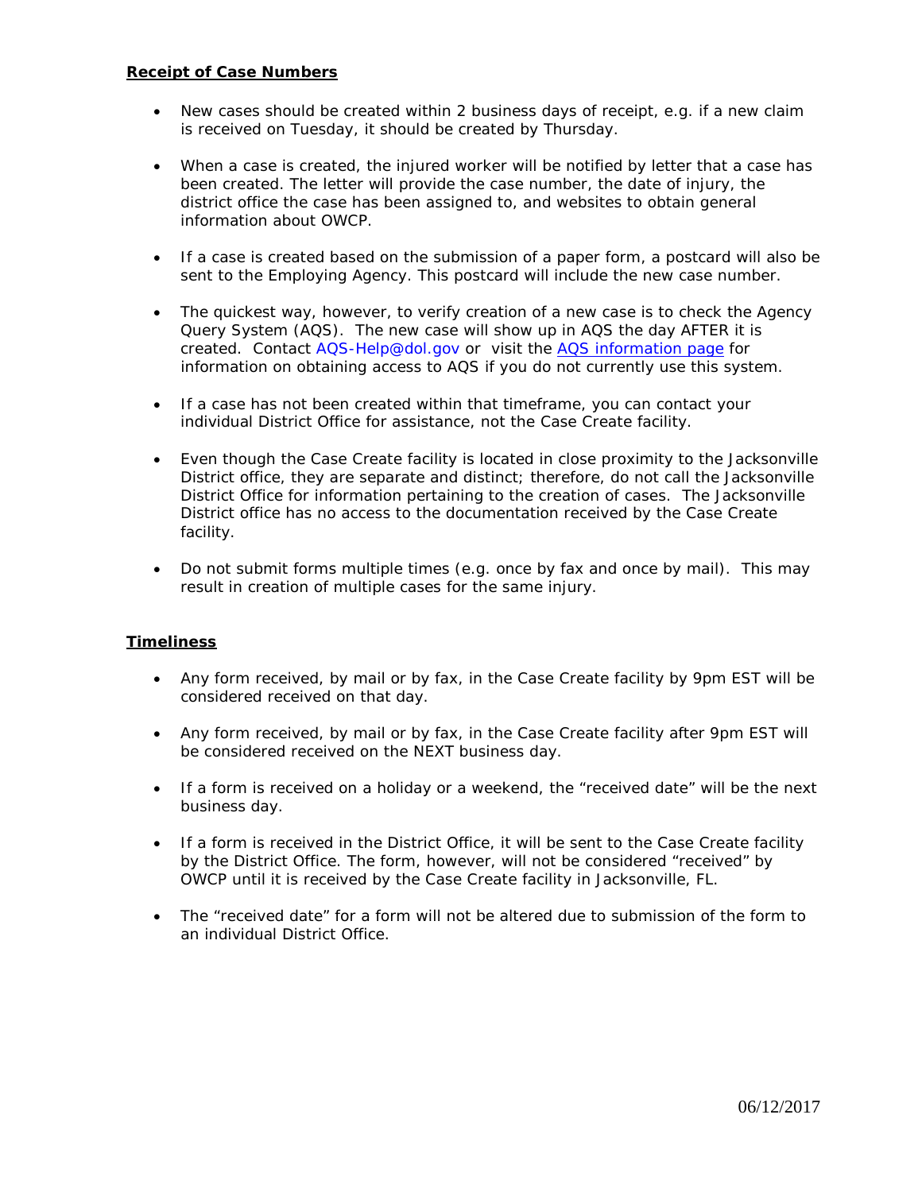**Receipt of Case Numbers**

- New cases should be created within 2 business days of receipt, e.g. if a new claim is received on Tuesday, it should be created by Thursday.
- When a case is created, the injured worker will be notified by letter that a case has been created. The letter will provide the case number, the date of injury, the district office the case has been assigned to, and websites to obtain general information about OWCP.
- If a case is created based on the submission of a paper form, a postcard will also be sent to the Employing Agency. This postcard will include the new case number.
- The quickest way, however, to verify creation of a new case is to check the Agency Query System (AQS). The new case will show up in AQS the day AFTER it is created. Contact AQS-Help@dol.gov or visit the AQS information page for information on obtaining access to AQS if you do not currently use this system.
- If a case has not been created within that timeframe, you can contact your individual District Office for assistance, not the Case Create facility.
- Even though the Case Create facility is located in close proximity to the Jacksonville District office, they are separate and distinct; therefore, do not call the Jacksonville District Office for information pertaining to the creation of cases. The Jacksonville District office has no access to the documentation received by the Case Create facility.
- Do not submit forms multiple times (e.g. once by fax and once by mail). This may result in creation of multiple cases for the same injury.

**Timeliness**

- Any form received, by mail or by fax, in the Case Create facility by 9pm EST will be considered received on that day.
- Any form received, by mail or by fax, in the Case Create facility after 9pm EST will be considered received on the NEXT business day.
- If a form is received on a holiday or a weekend, the "received date" will be the next business day.
- If a form is received in the District Office, it will be sent to the Case Create facility by the District Office. The form, however, will not be considered "received" by OWCP until it is received by the Case Create facility in Jacksonville, FL.
- The "received date" for a form will not be altered due to submission of the form to an individual District Office.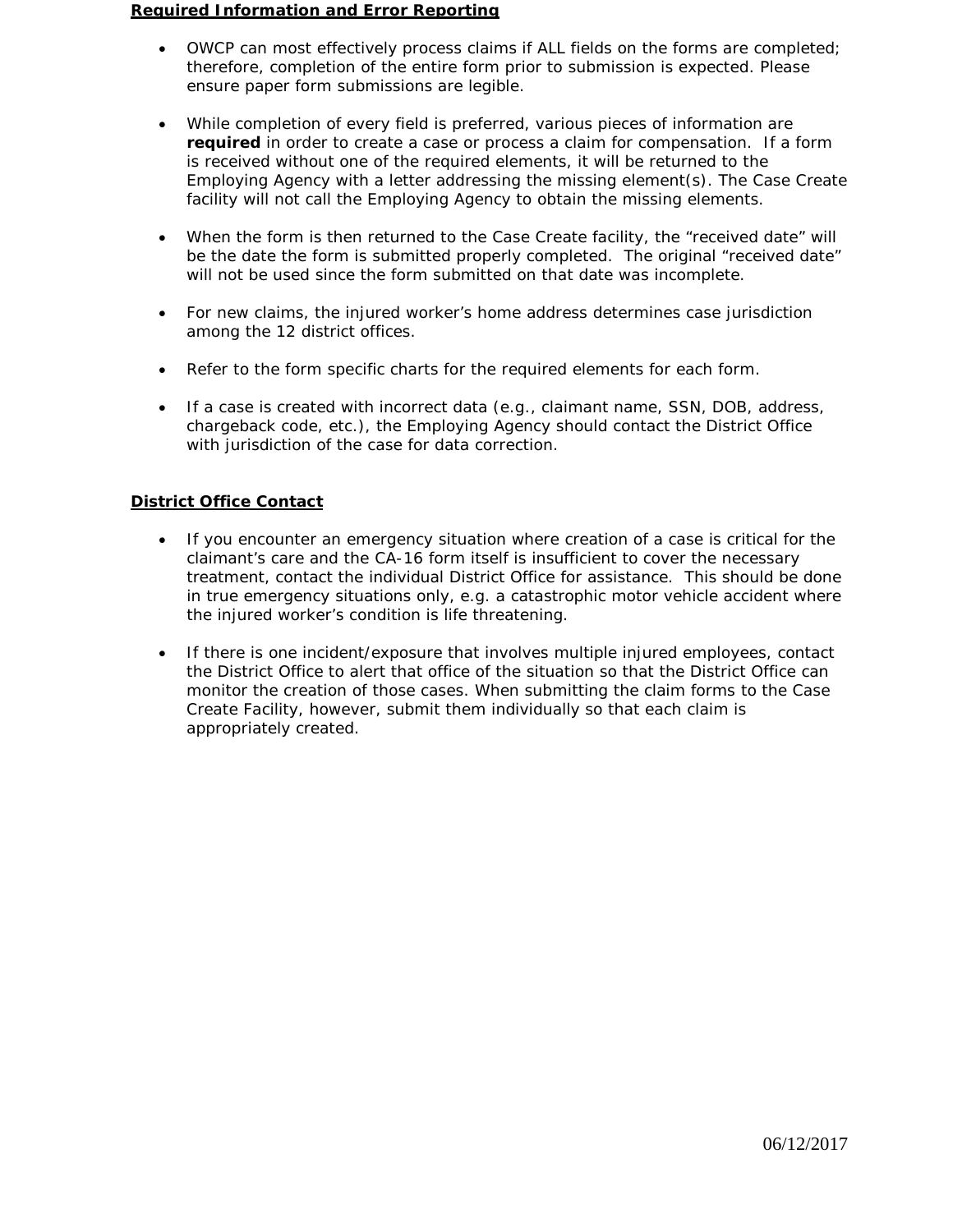**Required Information and Error Reporting**

- OWCP can most effectively process claims if ALL fields on the forms are completed; therefore, completion of the entire form prior to submission is expected. Please ensure paper form submissions are legible.

- While completion of every field is preferred, various pieces of information are **required** in order to create a case or process a claim for compensation. If a form is received without one of the required elements, it will be returned to the Employing Agency with a letter addressing the missing element(s). The Case Create facility will not call the Employing Agency to obtain the missing elements.

- When the form is then returned to the Case Create facility, the "received date" will be the date the form is submitted properly completed. The original "received date" will not be used since the form submitted on that date was incomplete.

- For new claims, the injured worker's home address determines case jurisdiction among the 12 district offices.

- Refer to the form specific charts for the required elements for each form.

- If a case is created with incorrect data (e.g., claimant name, SSN, DOB, address, chargeback code, etc.), the Employing Agency should contact the District Office with jurisdiction of the case for data correction.

**District Office Contact**

- If you encounter an emergency situation where creation of a case is critical for the claimant's care and the CA-16 form itself is insufficient to cover the necessary treatment, contact the individual District Office for assistance. This should be done in true emergency situations only, e.g. a catastrophic motor vehicle accident where the injured worker's condition is life threatening.

- If there is one incident/exposure that involves multiple injured employees, contact the District Office to alert that office of the situation so that the District Office can monitor the creation of those cases. When submitting the claim forms to the Case Create Facility, however, submit them individually so that each claim is appropriately created.

06/12/2017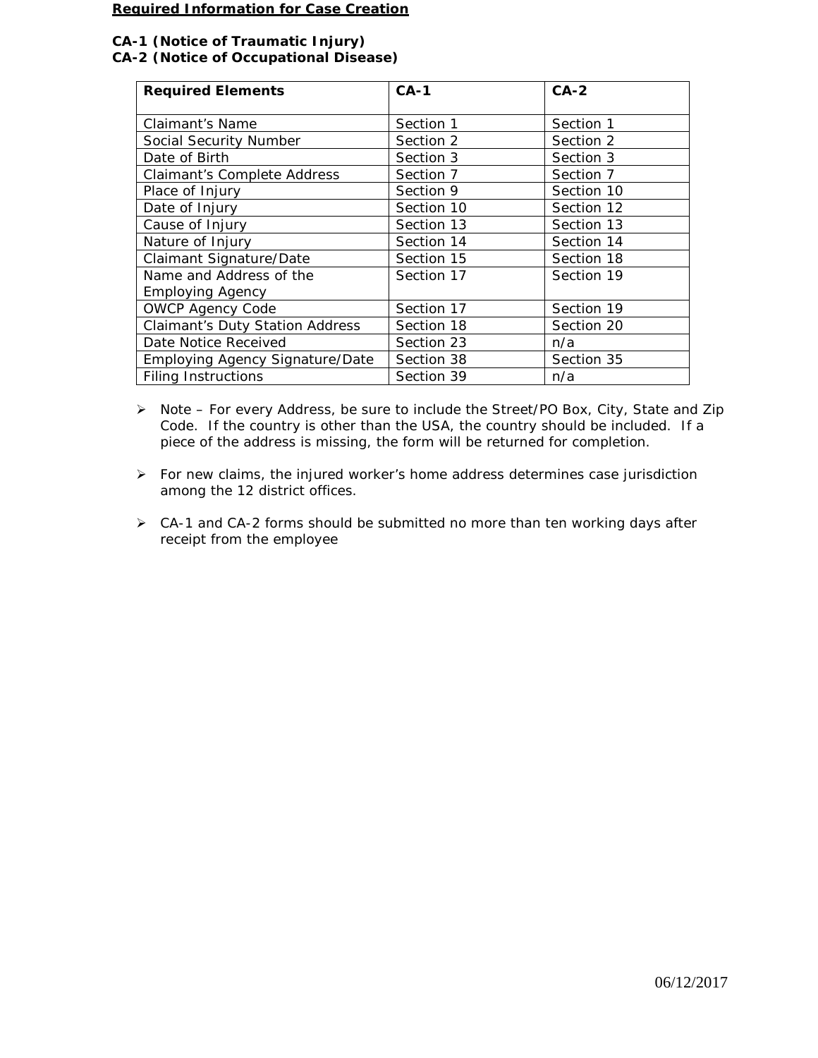**<u>Required Information for Case Creation</u>**

**CA-1 (Notice of Traumatic Injury)**
**CA-2 (Notice of Occupational Disease)**

| Required Elements | CA-1 | CA-2 |
|---|---|---|
| Claimant's Name | Section 1 | Section 1 |
| Social Security Number | Section 2 | Section 2 |
| Date of Birth | Section 3 | Section 3 |
| Claimant's Complete Address | Section 7 | Section 7 |
| Place of Injury | Section 9 | Section 10 |
| Date of Injury | Section 10 | Section 12 |
| Cause of Injury | Section 13 | Section 13 |
| Nature of Injury | Section 14 | Section 14 |
| Claimant Signature/Date | Section 15 | Section 18 |
| Name and Address of the Employing Agency | Section 17 | Section 19 |
| OWCP Agency Code | Section 17 | Section 19 |
| Claimant's Duty Station Address | Section 18 | Section 20 |
| Date Notice Received | Section 23 | n/a |
| Employing Agency Signature/Date | Section 38 | Section 35 |
| Filing Instructions | Section 39 | n/a |

- Note – For every Address, be sure to include the Street/PO Box, City, State and Zip Code. If the country is other than the USA, the country should be included. If a piece of the address is missing, the form will be returned for completion.
- For new claims, the injured worker's home address determines case jurisdiction among the 12 district offices.
- CA-1 and CA-2 forms should be submitted no more than ten working days after receipt from the employee

06/12/2017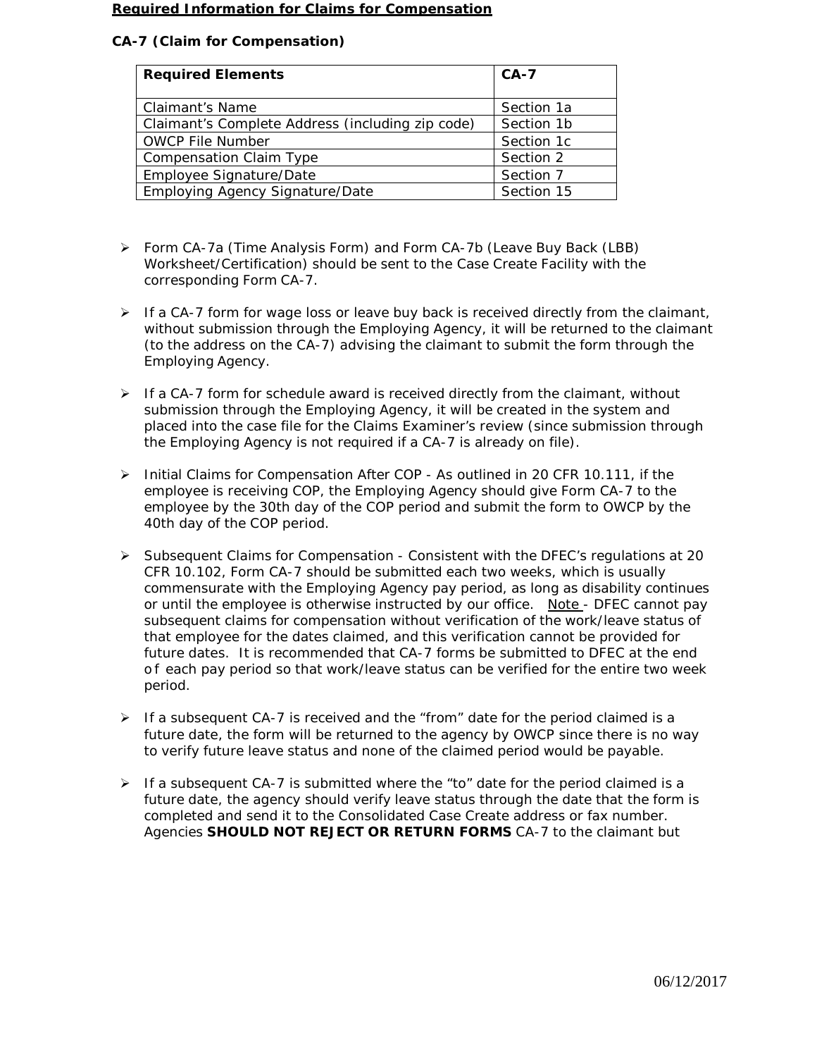**Required Information for Claims for Compensation**

**CA-7 (Claim for Compensation)**

| Required Elements | CA-7 |
|---|---|
| Claimant's Name | Section 1a |
| Claimant's Complete Address (including zip code) | Section 1b |
| OWCP File Number | Section 1c |
| Compensation Claim Type | Section 2 |
| Employee Signature/Date | Section 7 |
| Employing Agency Signature/Date | Section 15 |

- Form CA-7a (Time Analysis Form) and Form CA-7b (Leave Buy Back (LBB) Worksheet/Certification) should be sent to the Case Create Facility with the corresponding Form CA-7.
- If a CA-7 form for wage loss or leave buy back is received directly from the claimant, without submission through the Employing Agency, it will be returned to the claimant (to the address on the CA-7) advising the claimant to submit the form through the Employing Agency.
- If a CA-7 form for schedule award is received directly from the claimant, without submission through the Employing Agency, it will be created in the system and placed into the case file for the Claims Examiner's review (since submission through the Employing Agency is not required if a CA-7 is already on file).
- Initial Claims for Compensation After COP - As outlined in 20 CFR 10.111, if the employee is receiving COP, the Employing Agency should give Form CA-7 to the employee by the 30th day of the COP period and submit the form to OWCP by the 40th day of the COP period.
- Subsequent Claims for Compensation - Consistent with the DFEC's regulations at 20 CFR 10.102, Form CA-7 should be submitted each two weeks, which is usually commensurate with the Employing Agency pay period, as long as disability continues or until the employee is otherwise instructed by our office. Note - DFEC cannot pay subsequent claims for compensation without verification of the work/leave status of that employee for the dates claimed, and this verification cannot be provided for future dates. It is recommended that CA-7 forms be submitted to DFEC at the end of each pay period so that work/leave status can be verified for the entire two week period.
- If a subsequent CA-7 is received and the "from" date for the period claimed is a future date, the form will be returned to the agency by OWCP since there is no way to verify future leave status and none of the claimed period would be payable.
- If a subsequent CA-7 is submitted where the "to" date for the period claimed is a future date, the agency should verify leave status through the date that the form is completed and send it to the Consolidated Case Create address or fax number. Agencies **SHOULD NOT REJECT OR RETURN FORMS** CA-7 to the claimant but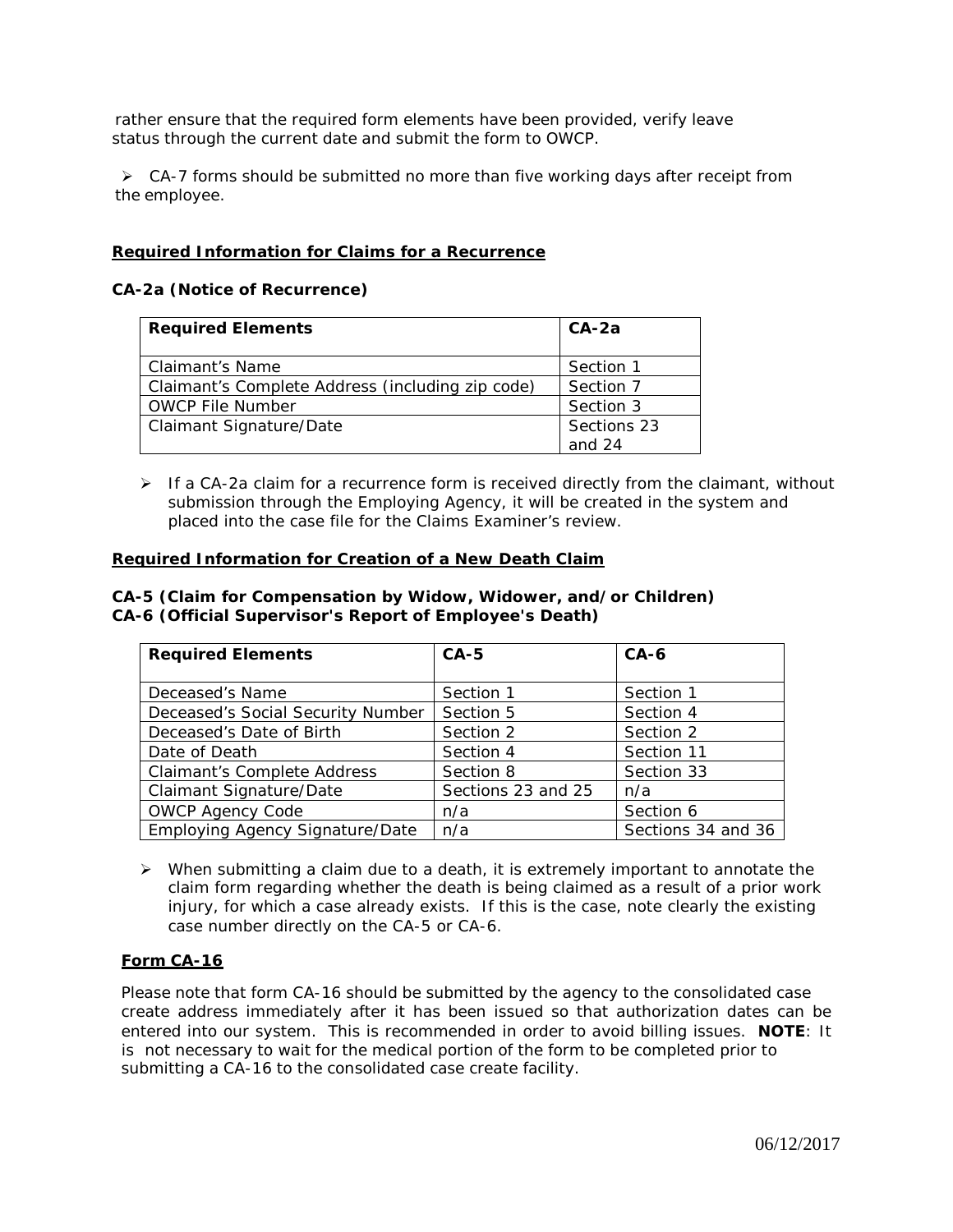rather ensure that the required form elements have been provided, verify leave status through the current date and submit the form to OWCP.

- CA-7 forms should be submitted no more than five working days after receipt from the employee.

**Required Information for Claims for a Recurrence**

**CA-2a (Notice of Recurrence)**

| Required Elements | CA-2a |
|---|---|
| Claimant's Name | Section 1 |
| Claimant's Complete Address (including zip code) | Section 7 |
| OWCP File Number | Section 3 |
| Claimant Signature/Date | Sections 23 and 24 |

- If a CA-2a claim for a recurrence form is received directly from the claimant, without submission through the Employing Agency, it will be created in the system and placed into the case file for the Claims Examiner's review.

**Required Information for Creation of a New Death Claim**

**CA-5 (Claim for Compensation by Widow, Widower, and/or Children)**
**CA-6 (Official Supervisor's Report of Employee's Death)**

| Required Elements | CA-5 | CA-6 |
|---|---|---|
| Deceased's Name | Section 1 | Section 1 |
| Deceased's Social Security Number | Section 5 | Section 4 |
| Deceased's Date of Birth | Section 2 | Section 2 |
| Date of Death | Section 4 | Section 11 |
| Claimant's Complete Address | Section 8 | Section 33 |
| Claimant Signature/Date | Sections 23 and 25 | n/a |
| OWCP Agency Code | n/a | Section 6 |
| Employing Agency Signature/Date | n/a | Sections 34 and 36 |

- When submitting a claim due to a death, it is extremely important to annotate the claim form regarding whether the death is being claimed as a result of a prior work injury, for which a case already exists. If this is the case, note clearly the existing case number directly on the CA-5 or CA-6.

**Form CA-16**

Please note that form CA-16 should be submitted by the agency to the consolidated case create address immediately after it has been issued so that authorization dates can be entered into our system. This is recommended in order to avoid billing issues. **NOTE**: It is not necessary to wait for the medical portion of the form to be completed prior to submitting a CA-16 to the consolidated case create facility.

06/12/2017